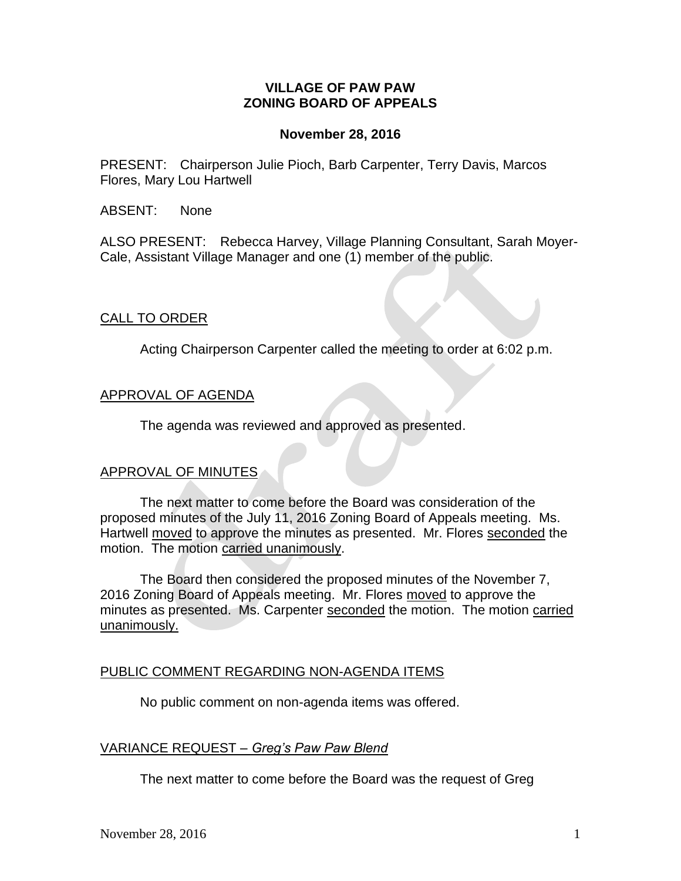**VILLAGE OF PAW PAW**
**ZONING BOARD OF APPEALS**

**November 28, 2016**

PRESENT: Chairperson Julie Pioch, Barb Carpenter, Terry Davis, Marcos Flores, Mary Lou Hartwell

ABSENT: None

ALSO PRESENT: Rebecca Harvey, Village Planning Consultant, Sarah Moyer-Cale, Assistant Village Manager and one (1) member of the public.

CALL TO ORDER

Acting Chairperson Carpenter called the meeting to order at 6:02 p.m.

APPROVAL OF AGENDA

The agenda was reviewed and approved as presented.

APPROVAL OF MINUTES

The next matter to come before the Board was consideration of the proposed minutes of the July 11, 2016 Zoning Board of Appeals meeting. Ms. Hartwell moved to approve the minutes as presented. Mr. Flores seconded the motion. The motion carried unanimously.

The Board then considered the proposed minutes of the November 7, 2016 Zoning Board of Appeals meeting. Mr. Flores moved to approve the minutes as presented. Ms. Carpenter seconded the motion. The motion carried unanimously.

PUBLIC COMMENT REGARDING NON-AGENDA ITEMS

No public comment on non-agenda items was offered.

VARIANCE REQUEST – *Greg's Paw Paw Blend*

The next matter to come before the Board was the request of Greg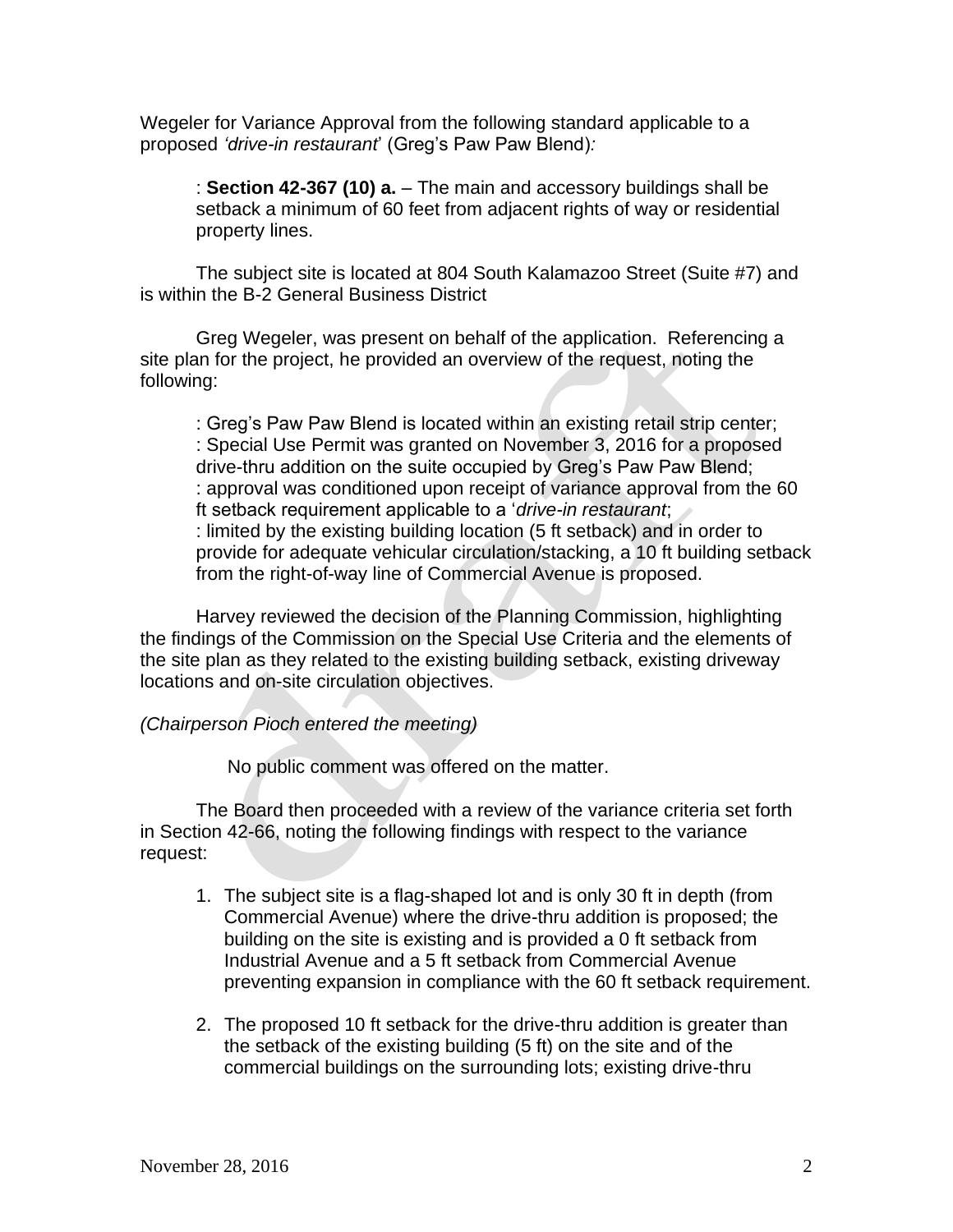Wegeler for Variance Approval from the following standard applicable to a proposed *'drive-in restaurant'* (Greg's Paw Paw Blend)*:*

> : **Section 42-367 (10) a.** – The main and accessory buildings shall be setback a minimum of 60 feet from adjacent rights of way or residential property lines.

The subject site is located at 804 South Kalamazoo Street (Suite #7) and is within the B-2 General Business District

Greg Wegeler, was present on behalf of the application. Referencing a site plan for the project, he provided an overview of the request, noting the following:

> : Greg's Paw Paw Blend is located within an existing retail strip center;
> : Special Use Permit was granted on November 3, 2016 for a proposed drive-thru addition on the suite occupied by Greg's Paw Paw Blend;
> : approval was conditioned upon receipt of variance approval from the 60 ft setback requirement applicable to a '*drive-in restaurant*;
> : limited by the existing building location (5 ft setback) and in order to provide for adequate vehicular circulation/stacking, a 10 ft building setback from the right-of-way line of Commercial Avenue is proposed.

Harvey reviewed the decision of the Planning Commission, highlighting the findings of the Commission on the Special Use Criteria and the elements of the site plan as they related to the existing building setback, existing driveway locations and on-site circulation objectives.

*(Chairperson Pioch entered the meeting)*

No public comment was offered on the matter.

The Board then proceeded with a review of the variance criteria set forth in Section 42-66, noting the following findings with respect to the variance request:

1. The subject site is a flag-shaped lot and is only 30 ft in depth (from Commercial Avenue) where the drive-thru addition is proposed; the building on the site is existing and is provided a 0 ft setback from Industrial Avenue and a 5 ft setback from Commercial Avenue preventing expansion in compliance with the 60 ft setback requirement.

2. The proposed 10 ft setback for the drive-thru addition is greater than the setback of the existing building (5 ft) on the site and of the commercial buildings on the surrounding lots; existing drive-thru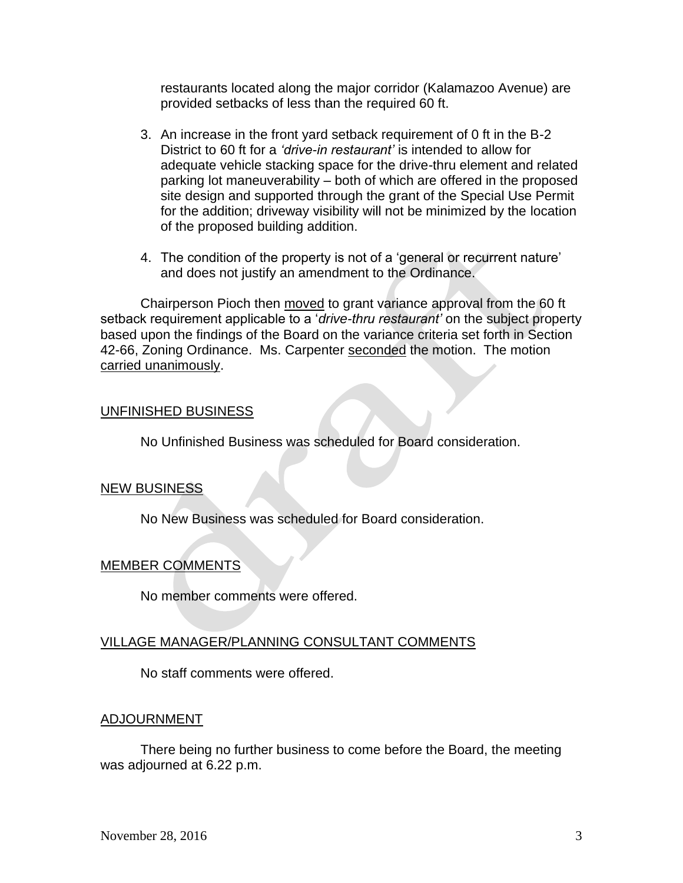restaurants located along the major corridor (Kalamazoo Avenue) are provided setbacks of less than the required 60 ft.

3. An increase in the front yard setback requirement of 0 ft in the B-2 District to 60 ft for a *'drive-in restaurant'* is intended to allow for adequate vehicle stacking space for the drive-thru element and related parking lot maneuverability – both of which are offered in the proposed site design and supported through the grant of the Special Use Permit for the addition; driveway visibility will not be minimized by the location of the proposed building addition.

4. The condition of the property is not of a 'general or recurrent nature' and does not justify an amendment to the Ordinance.

Chairperson Pioch then moved to grant variance approval from the 60 ft setback requirement applicable to a '*drive-thru restaurant'* on the subject property based upon the findings of the Board on the variance criteria set forth in Section 42-66, Zoning Ordinance. Ms. Carpenter seconded the motion. The motion carried unanimously.

## UNFINISHED BUSINESS

No Unfinished Business was scheduled for Board consideration.

## NEW BUSINESS

No New Business was scheduled for Board consideration.

## MEMBER COMMENTS

No member comments were offered.

## VILLAGE MANAGER/PLANNING CONSULTANT COMMENTS

No staff comments were offered.

## ADJOURNMENT

There being no further business to come before the Board, the meeting was adjourned at 6.22 p.m.